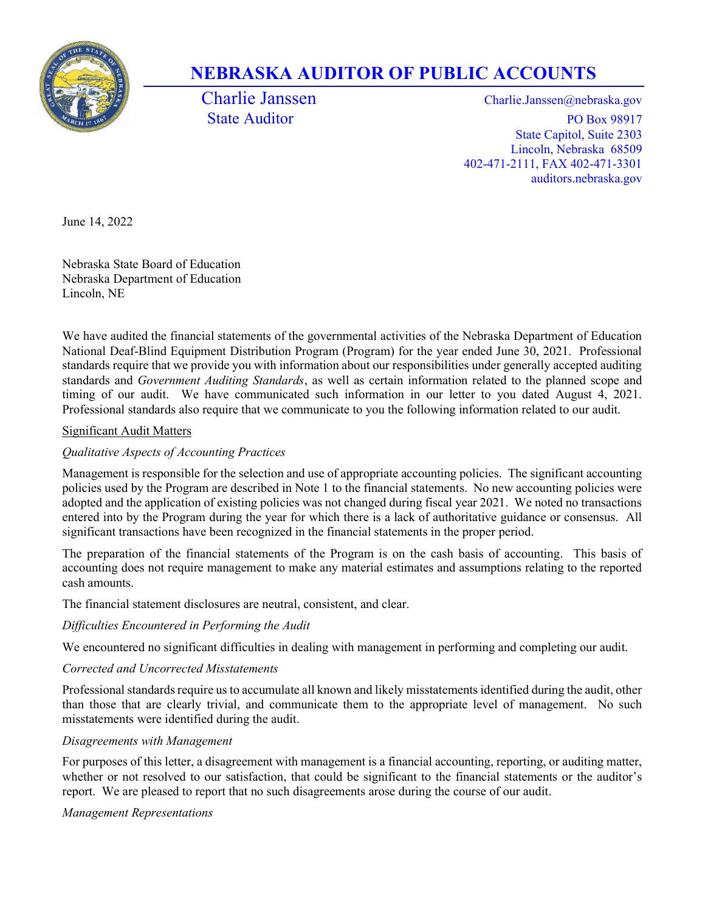# NEBRASKA AUDITOR OF PUBLIC ACCOUNTS

Charlie Janssen
State Auditor

Charlie.Janssen@nebraska.gov
PO Box 98917
State Capitol, Suite 2303
Lincoln, Nebraska 68509
402-471-2111, FAX 402-471-3301
auditors.nebraska.gov

June 14, 2022

Nebraska State Board of Education
Nebraska Department of Education
Lincoln, NE

We have audited the financial statements of the governmental activities of the Nebraska Department of Education National Deaf-Blind Equipment Distribution Program (Program) for the year ended June 30, 2021. Professional standards require that we provide you with information about our responsibilities under generally accepted auditing standards and *Government Auditing Standards*, as well as certain information related to the planned scope and timing of our audit. We have communicated such information in our letter to you dated August 4, 2021. Professional standards also require that we communicate to you the following information related to our audit.

## Significant Audit Matters

*Qualitative Aspects of Accounting Practices*

Management is responsible for the selection and use of appropriate accounting policies. The significant accounting policies used by the Program are described in Note 1 to the financial statements. No new accounting policies were adopted and the application of existing policies was not changed during fiscal year 2021. We noted no transactions entered into by the Program during the year for which there is a lack of authoritative guidance or consensus. All significant transactions have been recognized in the financial statements in the proper period.

The preparation of the financial statements of the Program is on the cash basis of accounting. This basis of accounting does not require management to make any material estimates and assumptions relating to the reported cash amounts.

The financial statement disclosures are neutral, consistent, and clear.

*Difficulties Encountered in Performing the Audit*

We encountered no significant difficulties in dealing with management in performing and completing our audit.

*Corrected and Uncorrected Misstatements*

Professional standards require us to accumulate all known and likely misstatements identified during the audit, other than those that are clearly trivial, and communicate them to the appropriate level of management. No such misstatements were identified during the audit.

*Disagreements with Management*

For purposes of this letter, a disagreement with management is a financial accounting, reporting, or auditing matter, whether or not resolved to our satisfaction, that could be significant to the financial statements or the auditor's report. We are pleased to report that no such disagreements arose during the course of our audit.

*Management Representations*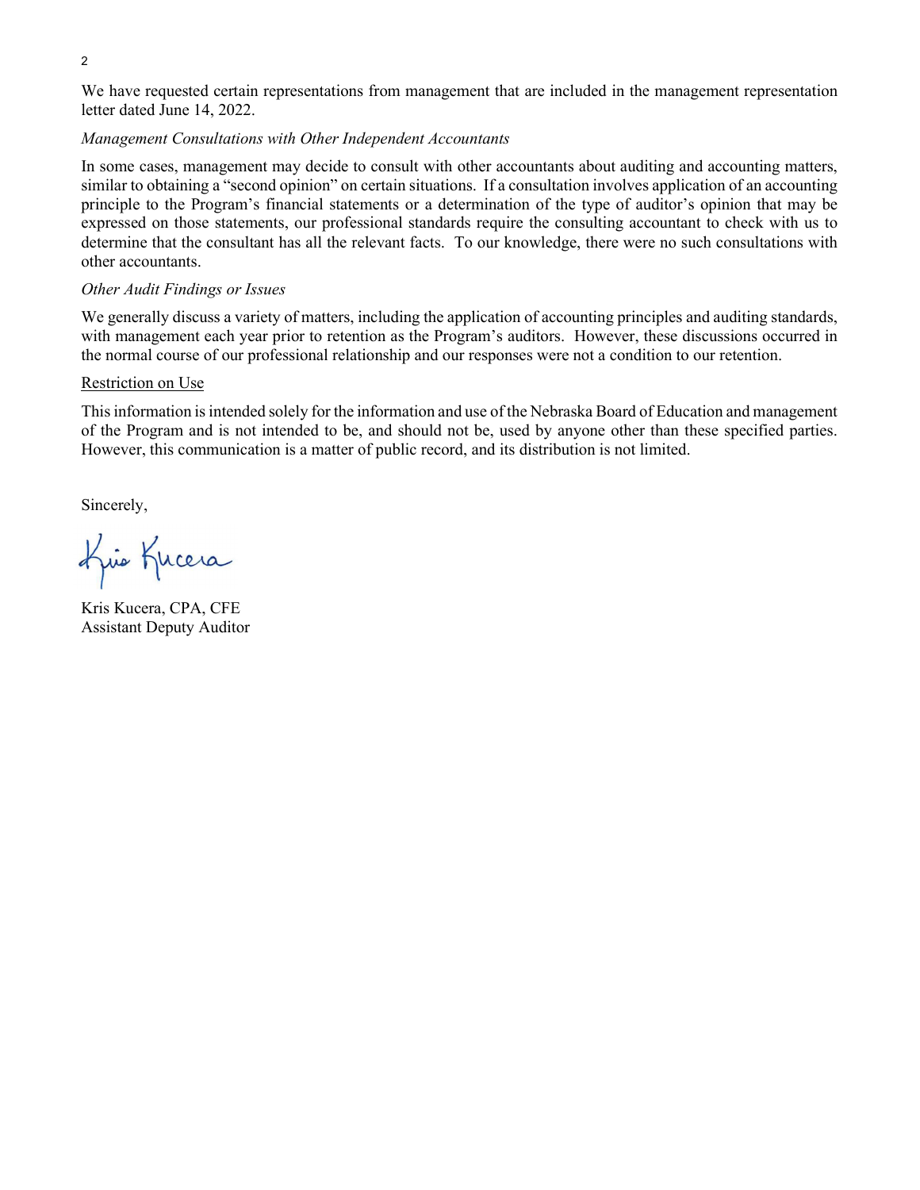We have requested certain representations from management that are included in the management representation letter dated June 14, 2022.

*Management Consultations with Other Independent Accountants*

In some cases, management may decide to consult with other accountants about auditing and accounting matters, similar to obtaining a "second opinion" on certain situations. If a consultation involves application of an accounting principle to the Program's financial statements or a determination of the type of auditor's opinion that may be expressed on those statements, our professional standards require the consulting accountant to check with us to determine that the consultant has all the relevant facts. To our knowledge, there were no such consultations with other accountants.

*Other Audit Findings or Issues*

We generally discuss a variety of matters, including the application of accounting principles and auditing standards, with management each year prior to retention as the Program's auditors. However, these discussions occurred in the normal course of our professional relationship and our responses were not a condition to our retention.

<u>Restriction on Use</u>

This information is intended solely for the information and use of the Nebraska Board of Education and management of the Program and is not intended to be, and should not be, used by anyone other than these specified parties. However, this communication is a matter of public record, and its distribution is not limited.

Sincerely,

Kris Kucera

Kris Kucera, CPA, CFE
Assistant Deputy Auditor